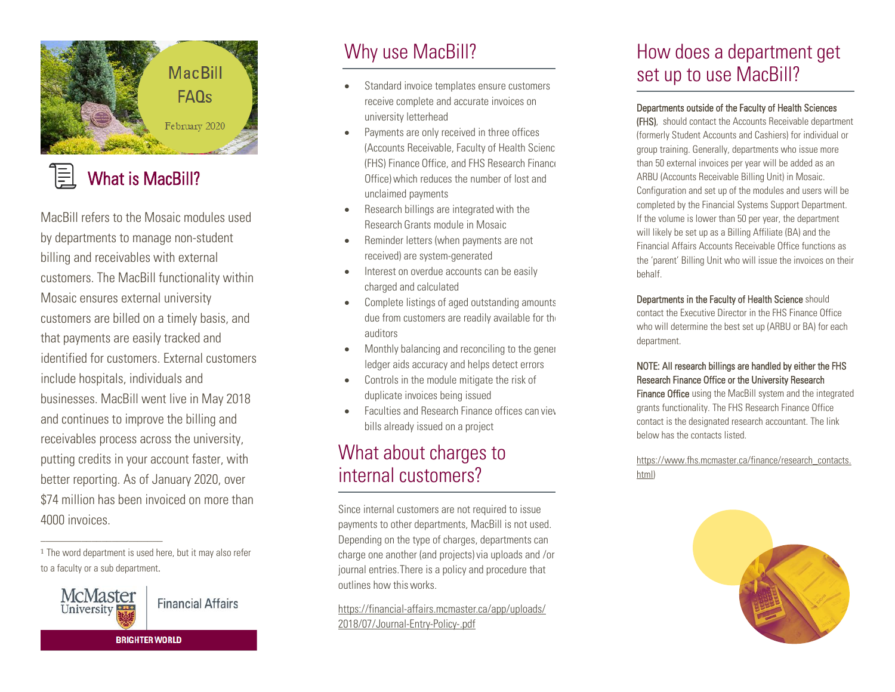# MacBill FAQs

February 2020

## What is MacBill?

MacBill refers to the Mosaic modules used by departments to manage non-student billing and receivables with external customers. The MacBill functionality within Mosaic ensures external university customers are billed on a timely basis, and that payments are easily tracked and identified for customers. External customers include hospitals, individuals and businesses. MacBill went live in May 2018 and continues to improve the billing and receivables process across the university, putting credits in your account faster, with better reporting. As of January 2020, over $74 million has been invoiced on more than 4000 invoices.

[1] The word department is used here, but it may also refer to a faculty or a sub department.

McMaster University | Financial Affairs

BRIGHTER WORLD

## Why use MacBill?

- Standard invoice templates ensure customers receive complete and accurate invoices on university letterhead
- Payments are only received in three offices (Accounts Receivable, Faculty of Health Scienc (FHS) Finance Office, and FHS Research Financ Office) which reduces the number of lost and unclaimed payments
- Research billings are integrated with the Research Grants module in Mosaic
- Reminder letters (when payments are not received) are system-generated
- Interest on overdue accounts can be easily charged and calculated
- Complete listings of aged outstanding amounts due from customers are readily available for th auditors
- Monthly balancing and reconciling to the gener ledger aids accuracy and helps detect errors
- Controls in the module mitigate the risk of duplicate invoices being issued
- Faculties and Research Finance offices can viev bills already issued on a project

## What about charges to internal customers?

Since internal customers are not required to issue payments to other departments, MacBill is not used. Depending on the type of charges, departments can charge one another (and projects) via uploads and /or journal entries. There is a policy and procedure that outlines how this works.

https://financial-affairs.mcmaster.ca/app/uploads/2018/07/Journal-Entry-Policy-.pdf

## How does a department get set up to use MacBill?

**Departments outside of the Faculty of Health Sciences (FHS)**, should contact the Accounts Receivable department (formerly Student Accounts and Cashiers) for individual or group training. Generally, departments who issue more than 50 external invoices per year will be added as an ARBU (Accounts Receivable Billing Unit) in Mosaic. Configuration and set up of the modules and users will be completed by the Financial Systems Support Department. If the volume is lower than 50 per year, the department will likely be set up as a Billing Affiliate (BA) and the Financial Affairs Accounts Receivable Office functions as the 'parent' Billing Unit who will issue the invoices on their behalf.

**Departments in the Faculty of Health Science** should contact the Executive Director in the FHS Finance Office who will determine the best set up (ARBU or BA) for each department.

**NOTE: All research billings are handled by either the FHS Research Finance Office or the University Research Finance Office** using the MacBill system and the integrated grants functionality. The FHS Research Finance Office contact is the designated research accountant. The link below has the contacts listed.

https://www.fhs.mcmaster.ca/finance/research_contacts.html)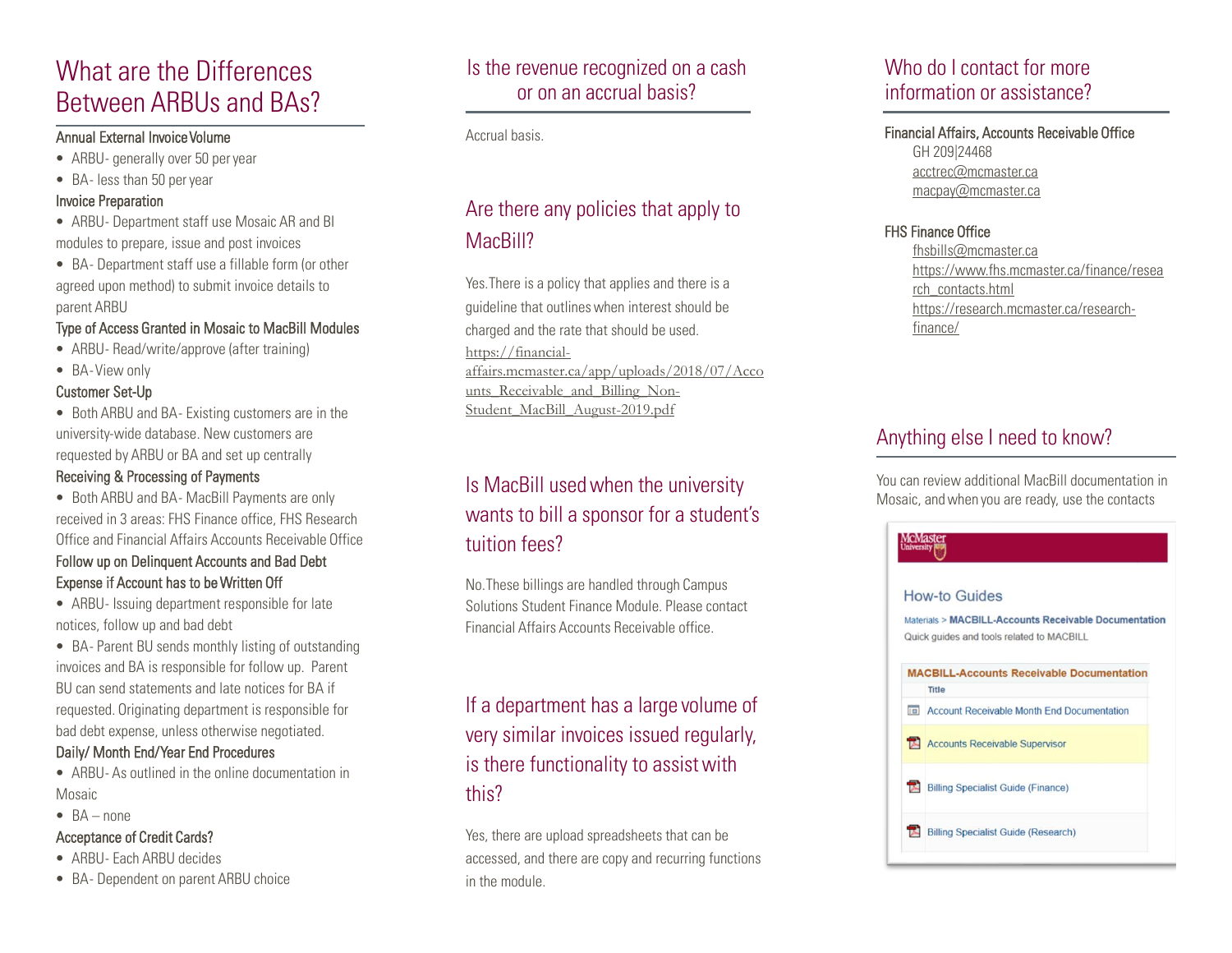# What are the Differences Between ARBUs and BAs?

**Annual External Invoice Volume**

- ARBU- generally over 50 per year
- BA- less than 50 per year

**Invoice Preparation**

- ARBU- Department staff use Mosaic AR and BI modules to prepare, issue and post invoices
- BA- Department staff use a fillable form (or other agreed upon method) to submit invoice details to parent ARBU

**Type of Access Granted in Mosaic to MacBill Modules**

- ARBU- Read/write/approve (after training)
- BA-View only

**Customer Set-Up**

- Both ARBU and BA- Existing customers are in the university-wide database. New customers are requested by ARBU or BA and set up centrally

**Receiving & Processing of Payments**

- Both ARBU and BA- MacBill Payments are only received in 3 areas: FHS Finance office, FHS Research Office and Financial Affairs Accounts Receivable Office

**Follow up on Delinquent Accounts and Bad Debt Expense if Account has to be Written Off**

- ARBU- Issuing department responsible for late notices, follow up and bad debt
- BA- Parent BU sends monthly listing of outstanding invoices and BA is responsible for follow up. Parent BU can send statements and late notices for BA if requested. Originating department is responsible for bad debt expense, unless otherwise negotiated.

**Daily/ Month End/Year End Procedures**

- ARBU- As outlined in the online documentation in Mosaic
- BA – none

**Acceptance of Credit Cards?**

- ARBU- Each ARBU decides
- BA- Dependent on parent ARBU choice

## Is the revenue recognized on a cash or on an accrual basis?

Accrual basis.

## Are there any policies that apply to MacBill?

Yes. There is a policy that applies and there is a guideline that outlines when interest should be charged and the rate that should be used.
https://financial-affairs.mcmaster.ca/app/uploads/2018/07/Accounts_Receivable_and_Billing_Non-Student_MacBill_August-2019.pdf

## Is MacBill used when the university wants to bill a sponsor for a student's tuition fees?

No. These billings are handled through Campus Solutions Student Finance Module. Please contact Financial Affairs Accounts Receivable office.

## If a department has a large volume of very similar invoices issued regularly, is there functionality to assist with this?

Yes, there are upload spreadsheets that can be accessed, and there are copy and recurring functions in the module.

## Who do I contact for more information or assistance?

**Financial Affairs, Accounts Receivable Office**
GH 209|24468
acctrec@mcmaster.ca
macpay@mcmaster.ca

**FHS Finance Office**
fhsbills@mcmaster.ca
https://www.fhs.mcmaster.ca/finance/research_contacts.html
https://research.mcmaster.ca/research-finance/

## Anything else I need to know?

You can review additional MacBill documentation in Mosaic, and when you are ready, use the contacts

McMaster University

How-to Guides

Materials > MACBILL-Accounts Receivable Documentation
Quick guides and tools related to MACBILL

MACBILL-Accounts Receivable Documentation

Title
Account Receivable Month End Documentation
Accounts Receivable Supervisor
Billing Specialist Guide (Finance)
Billing Specialist Guide (Research)